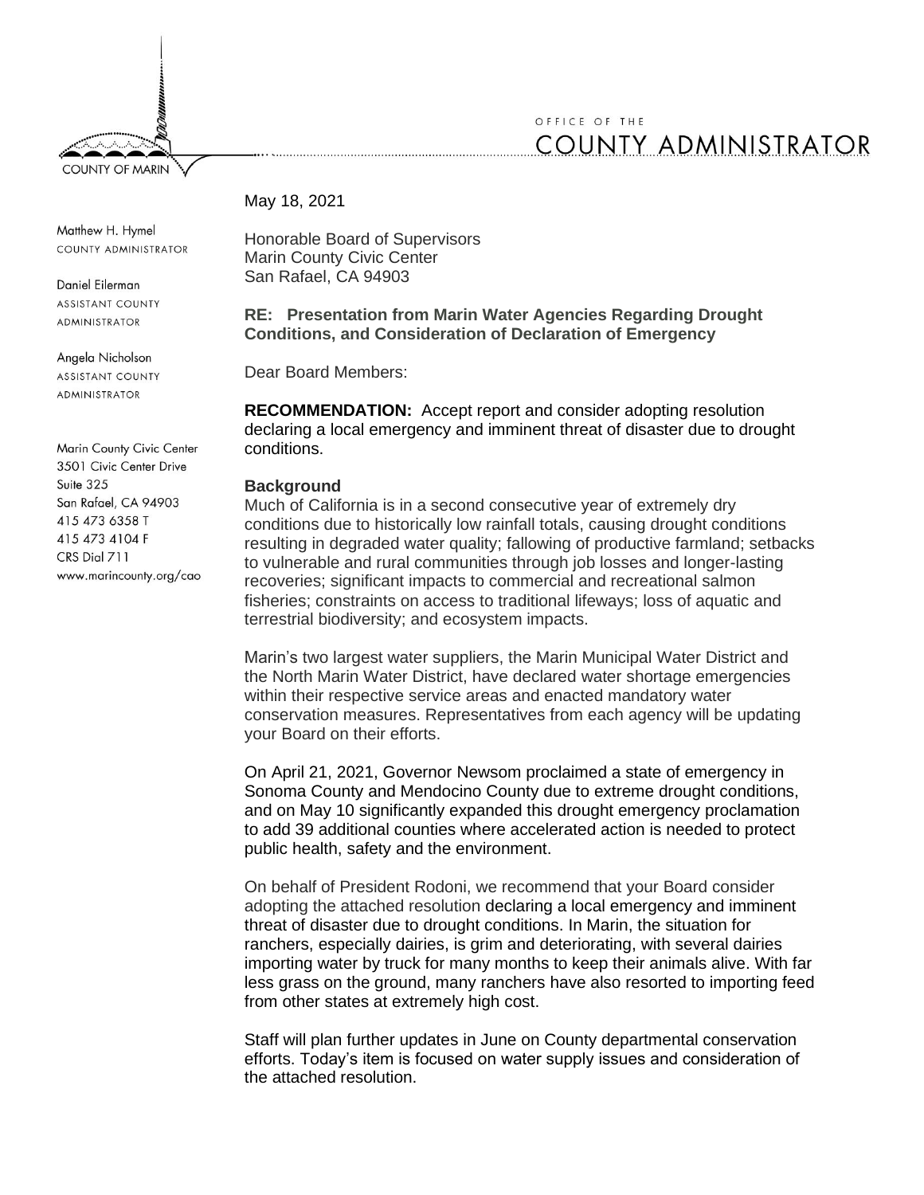COUNTY OF MARIN

OFFICE OF THE
COUNTY ADMINISTRATOR

Matthew H. Hymel
COUNTY ADMINISTRATOR

Daniel Eilerman
ASSISTANT COUNTY ADMINISTRATOR

Angela Nicholson
ASSISTANT COUNTY ADMINISTRATOR

Marin County Civic Center
3501 Civic Center Drive
Suite 325
San Rafael, CA 94903
415 473 6358 T
415 473 4104 F
CRS Dial 711
www.marincounty.org/cao

May 18, 2021

Honorable Board of Supervisors
Marin County Civic Center
San Rafael, CA 94903

**RE: Presentation from Marin Water Agencies Regarding Drought Conditions, and Consideration of Declaration of Emergency**

Dear Board Members:

**RECOMMENDATION:** Accept report and consider adopting resolution declaring a local emergency and imminent threat of disaster due to drought conditions.

**Background**

Much of California is in a second consecutive year of extremely dry conditions due to historically low rainfall totals, causing drought conditions resulting in degraded water quality; fallowing of productive farmland; setbacks to vulnerable and rural communities through job losses and longer-lasting recoveries; significant impacts to commercial and recreational salmon fisheries; constraints on access to traditional lifeways; loss of aquatic and terrestrial biodiversity; and ecosystem impacts.

Marin's two largest water suppliers, the Marin Municipal Water District and the North Marin Water District, have declared water shortage emergencies within their respective service areas and enacted mandatory water conservation measures. Representatives from each agency will be updating your Board on their efforts.

On April 21, 2021, Governor Newsom proclaimed a state of emergency in Sonoma County and Mendocino County due to extreme drought conditions, and on May 10 significantly expanded this drought emergency proclamation to add 39 additional counties where accelerated action is needed to protect public health, safety and the environment.

On behalf of President Rodoni, we recommend that your Board consider adopting the attached resolution declaring a local emergency and imminent threat of disaster due to drought conditions. In Marin, the situation for ranchers, especially dairies, is grim and deteriorating, with several dairies importing water by truck for many months to keep their animals alive. With far less grass on the ground, many ranchers have also resorted to importing feed from other states at extremely high cost.

Staff will plan further updates in June on County departmental conservation efforts. Today's item is focused on water supply issues and consideration of the attached resolution.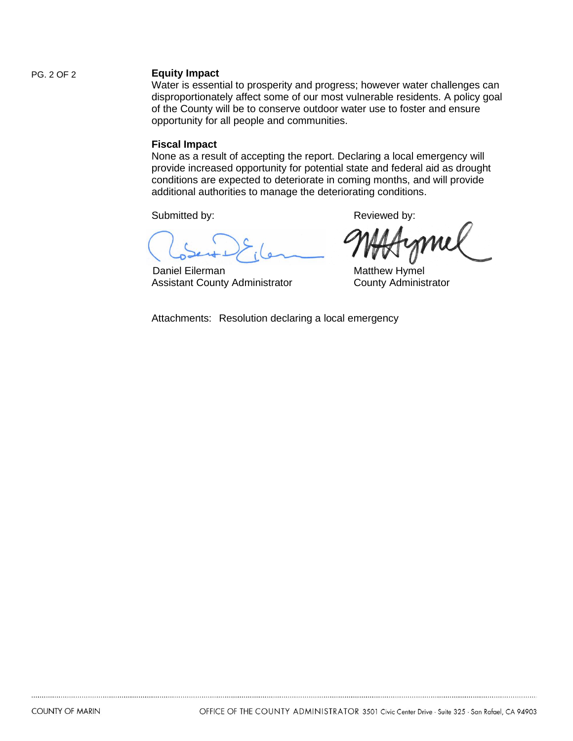**Equity Impact**

Water is essential to prosperity and progress; however water challenges can disproportionately affect some of our most vulnerable residents. A policy goal of the County will be to conserve outdoor water use to foster and ensure opportunity for all people and communities.

**Fiscal Impact**

None as a result of accepting the report. Declaring a local emergency will provide increased opportunity for potential state and federal aid as drought conditions are expected to deteriorate in coming months, and will provide additional authorities to manage the deteriorating conditions.

| Submitted by: | Reviewed by: |
| --- | --- |
| Daniel Eilerman<br>Assistant County Administrator | Matthew Hymel<br>County Administrator |

Attachments: Resolution declaring a local emergency